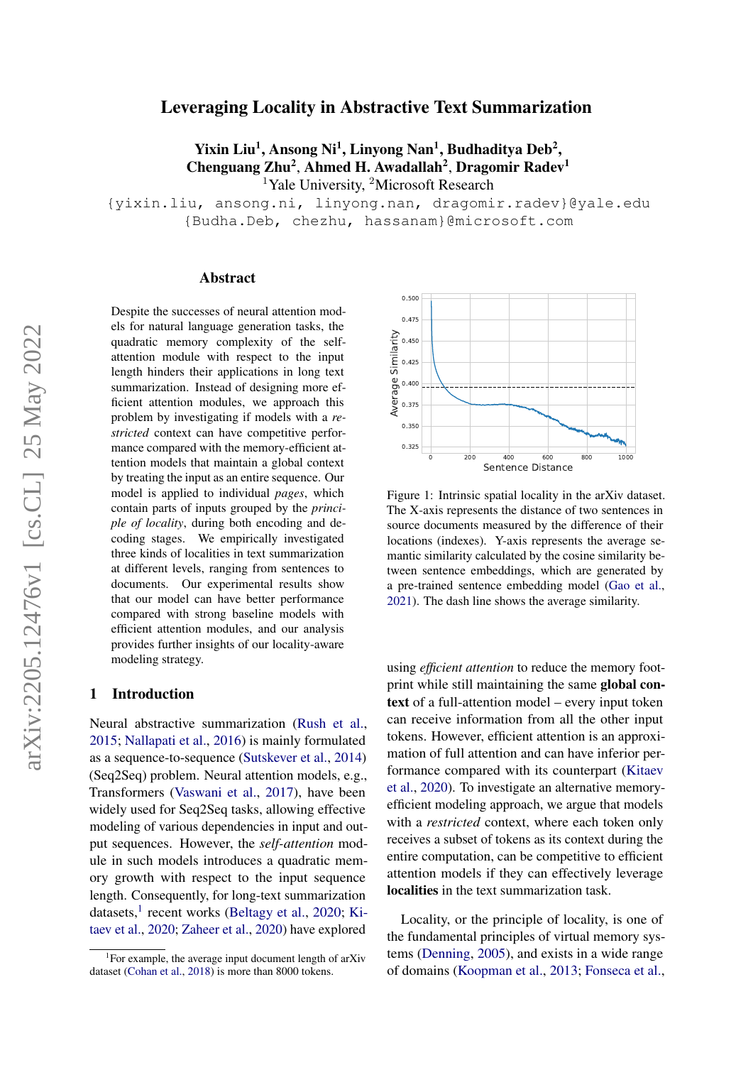# Leveraging Locality in Abstractive Text Summarization

**Yixin Liu[1], Ansong Ni[1], Linyong Nan[1], Budhaditya Deb[2], Chenguang Zhu[2], Ahmed H. Awadallah[2], Dragomir Radev[1]**

[1]Yale University, [2]Microsoft Research

{yixin.liu, ansong.ni, linyong.nan, dragomir.radev}@yale.edu

{Budha.Deb, chezhu, hassanam}@microsoft.com

## Abstract

Despite the successes of neural attention models for natural language generation tasks, the quadratic memory complexity of the self-attention module with respect to the input length hinders their applications in long text summarization. Instead of designing more efficient attention modules, we approach this problem by investigating if models with a *restricted* context can have competitive performance compared with the memory-efficient attention models that maintain a global context by treating the input as an entire sequence. Our model is applied to individual *pages*, which contain parts of inputs grouped by the *principle of locality*, during both encoding and decoding stages. We empirically investigated three kinds of localities in text summarization at different levels, ranging from sentences to documents. Our experimental results show that our model can have better performance compared with strong baseline models with efficient attention modules, and our analysis provides further insights of our locality-aware modeling strategy.

Figure 1: Intrinsic spatial locality in the arXiv dataset. The X-axis represents the distance of two sentences in source documents measured by the difference of their locations (indexes). Y-axis represents the average semantic similarity calculated by the cosine similarity between sentence embeddings, which are generated by a pre-trained sentence embedding model (Gao et al., 2021). The dash line shows the average similarity.

## 1 Introduction

Neural abstractive summarization (Rush et al., 2015; Nallapati et al., 2016) is mainly formulated as a sequence-to-sequence (Sutskever et al., 2014) (Seq2Seq) problem. Neural attention models, e.g., Transformers (Vaswani et al., 2017), have been widely used for Seq2Seq tasks, allowing effective modeling of various dependencies in input and output sequences. However, the *self-attention* module in such models introduces a quadratic memory growth with respect to the input sequence length. Consequently, for long-text summarization datasets,[1] recent works (Beltagy et al., 2020; Kitaev et al., 2020; Zaheer et al., 2020) have explored using *efficient attention* to reduce the memory footprint while still maintaining the same **global context** of a full-attention model – every input token can receive information from all the other input tokens. However, efficient attention is an approximation of full attention and can have inferior performance compared with its counterpart (Kitaev et al., 2020). To investigate an alternative memory-efficient modeling approach, we argue that models with a *restricted* context, where each token only receives a subset of tokens as its context during the entire computation, can be competitive to efficient attention models if they can effectively leverage **localities** in the text summarization task.

Locality, or the principle of locality, is one of the fundamental principles of virtual memory systems (Denning, 2005), and exists in a wide range of domains (Koopman et al., 2013; Fonseca et al.,

[1]For example, the average input document length of arXiv dataset (Cohan et al., 2018) is more than 8000 tokens.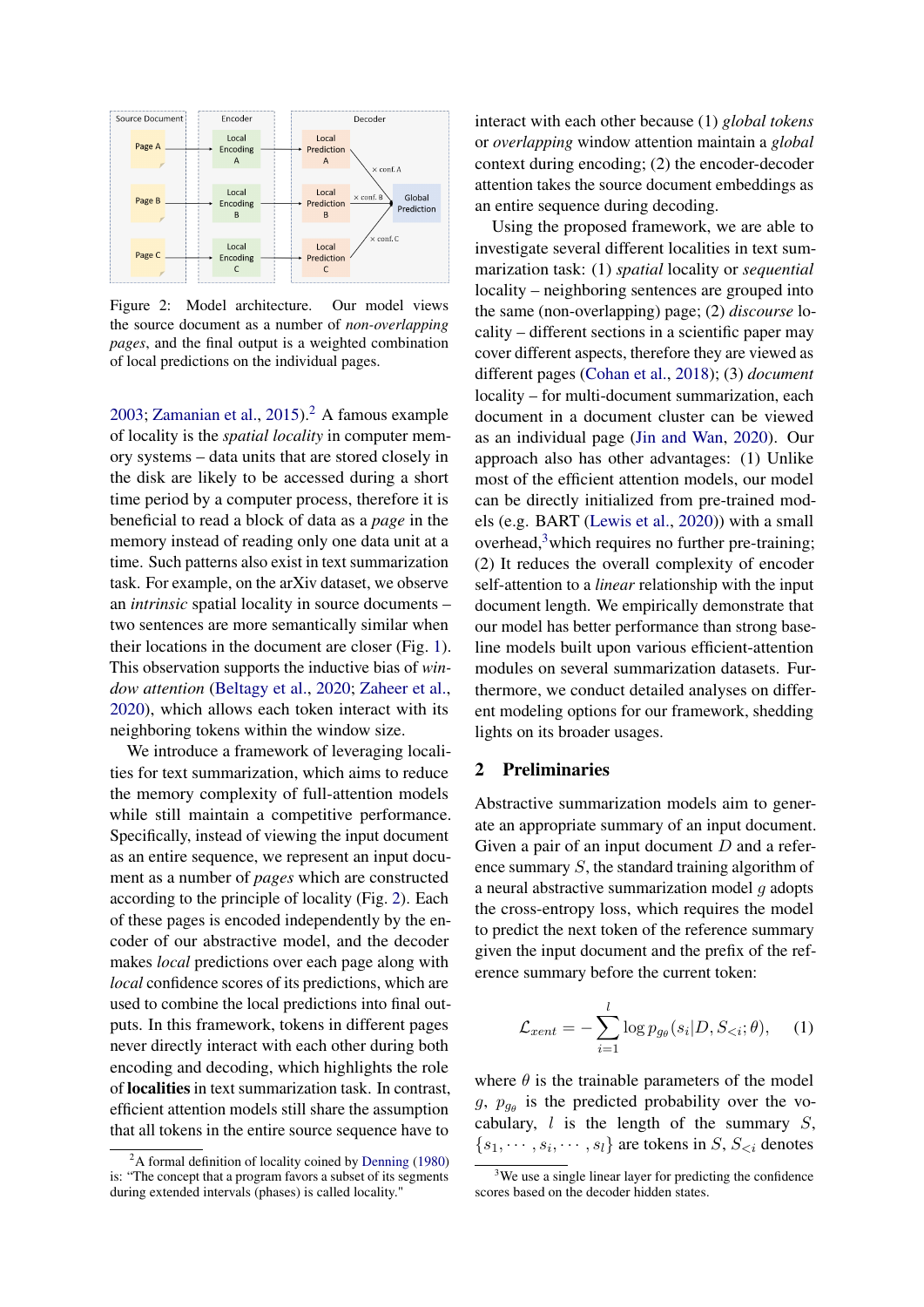Figure 2: Model architecture. Our model views the source document as a number of *non-overlapping pages*, and the final output is a weighted combination of local predictions on the individual pages.

2003; Zamanian et al., 2015).[2] A famous example of locality is the *spatial locality* in computer memory systems – data units that are stored closely in the disk are likely to be accessed during a short time period by a computer process, therefore it is beneficial to read a block of data as a *page* in the memory instead of reading only one data unit at a time. Such patterns also exist in text summarization task. For example, on the arXiv dataset, we observe an *intrinsic* spatial locality in source documents – two sentences are more semantically similar when their locations in the document are closer (Fig. 1). This observation supports the inductive bias of *window attention* (Beltagy et al., 2020; Zaheer et al., 2020), which allows each token interact with its neighboring tokens within the window size.

We introduce a framework of leveraging localities for text summarization, which aims to reduce the memory complexity of full-attention models while still maintain a competitive performance. Specifically, instead of viewing the input document as an entire sequence, we represent an input document as a number of *pages* which are constructed according to the principle of locality (Fig. 2). Each of these pages is encoded independently by the encoder of our abstractive model, and the decoder makes *local* predictions over each page along with *local* confidence scores of its predictions, which are used to combine the local predictions into final outputs. In this framework, tokens in different pages never directly interact with each other during both encoding and decoding, which highlights the role of **localities** in text summarization task. In contrast, efficient attention models still share the assumption that all tokens in the entire source sequence have to interact with each other because (1) *global tokens* or *overlapping* window attention maintain a *global* context during encoding; (2) the encoder-decoder attention takes the source document embeddings as an entire sequence during decoding.

Using the proposed framework, we are able to investigate several different localities in text summarization task: (1) *spatial* locality or *sequential* locality – neighboring sentences are grouped into the same (non-overlapping) page; (2) *discourse* locality – different sections in a scientific paper may cover different aspects, therefore they are viewed as different pages (Cohan et al., 2018); (3) *document* locality – for multi-document summarization, each document in a document cluster can be viewed as an individual page (Jin and Wan, 2020). Our approach also has other advantages: (1) Unlike most of the efficient attention models, our model can be directly initialized from pre-trained models (e.g. BART (Lewis et al., 2020)) with a small overhead,[3] which requires no further pre-training; (2) It reduces the overall complexity of encoder self-attention to a *linear* relationship with the input document length. We empirically demonstrate that our model has better performance than strong baseline models built upon various efficient-attention modules on several summarization datasets. Furthermore, we conduct detailed analyses on different modeling options for our framework, shedding lights on its broader usages.

## 2 Preliminaries

Abstractive summarization models aim to generate an appropriate summary of an input document. Given a pair of an input document $D$ and a reference summary $S$, the standard training algorithm of a neural abstractive summarization model $g$ adopts the cross-entropy loss, which requires the model to predict the next token of the reference summary given the input document and the prefix of the reference summary before the current token:

$$\mathcal{L}_{xent} = -\sum_{i=1}^{l} \log p_{g_\theta}(s_i | D, S_{<i}; \theta), \quad (1)$$

where $\theta$ is the trainable parameters of the model $g$, $p_{g_\theta}$ is the predicted probability over the vocabulary, $l$ is the length of the summary $S$, $\{s_1, \cdots, s_i, \cdots, s_l\}$ are tokens in $S$, $S_{<i}$ denotes

[2] A formal definition of locality coined by Denning (1980) is: "The concept that a program favors a subset of its segments during extended intervals (phases) is called locality."

[3] We use a single linear layer for predicting the confidence scores based on the decoder hidden states.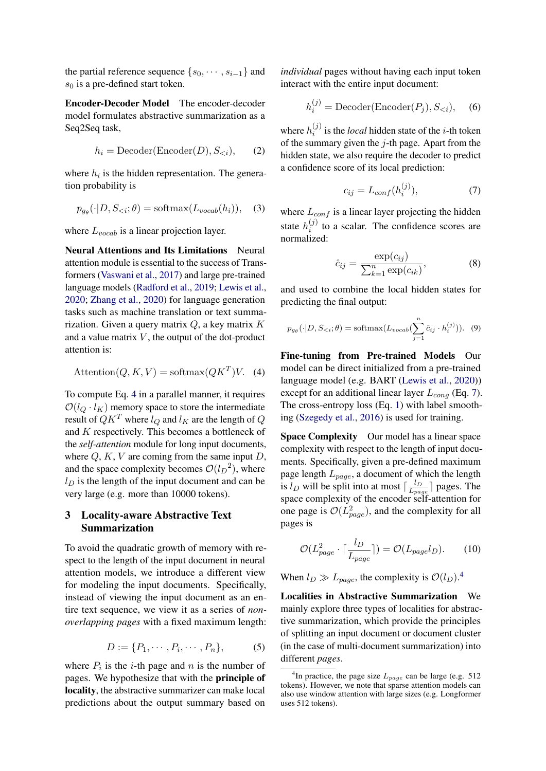the partial reference sequence $\{s_0, \cdots, s_{i-1}\}$ and $s_0$ is a pre-defined start token.

**Encoder-Decoder Model** The encoder-decoder model formulates abstractive summarization as a Seq2Seq task,

$$h_i = \text{Decoder}(\text{Encoder}(D), S_{<i}), \quad (2)$$

where $h_i$ is the hidden representation. The generation probability is

$$p_{g_\theta}(\cdot|D, S_{<i}; \theta) = \text{softmax}(L_{vocab}(h_i)), \quad (3)$$

where $L_{vocab}$ is a linear projection layer.

**Neural Attentions and Its Limitations** Neural attention module is essential to the success of Transformers (Vaswani et al., 2017) and large pre-trained language models (Radford et al., 2019; Lewis et al., 2020; Zhang et al., 2020) for language generation tasks such as machine translation or text summarization. Given a query matrix $Q$, a key matrix $K$ and a value matrix $V$, the output of the dot-product attention is:

$$\text{Attention}(Q, K, V) = \text{softmax}(QK^T)V. \quad (4)$$

To compute Eq. 4 in a parallel manner, it requires $\mathcal{O}(l_Q \cdot l_K)$ memory space to store the intermediate result of $QK^T$ where $l_Q$ and $l_K$ are the length of $Q$ and $K$ respectively. This becomes a bottleneck of the *self-attention* module for long input documents, where $Q$, $K$, $V$ are coming from the same input $D$, and the space complexity becomes $\mathcal{O}({l_D}^2)$, where $l_D$ is the length of the input document and can be very large (e.g. more than 10000 tokens).

## 3 Locality-aware Abstractive Text Summarization

To avoid the quadratic growth of memory with respect to the length of the input document in neural attention models, we introduce a different view for modeling the input documents. Specifically, instead of viewing the input document as an entire text sequence, we view it as a series of *non-overlapping pages* with a fixed maximum length:

$$D := \{P_1, \cdots, P_i, \cdots, P_n\}, \quad (5)$$

where $P_i$ is the $i$-th page and $n$ is the number of pages. We hypothesize that with the **principle of locality**, the abstractive summarizer can make local predictions about the output summary based on *individual* pages without having each input token interact with the entire input document:

$$h_i^{(j)} = \text{Decoder}(\text{Encoder}(P_j), S_{<i}), \quad (6)$$

where $h_i^{(j)}$ is the *local* hidden state of the $i$-th token of the summary given the $j$-th page. Apart from the hidden state, we also require the decoder to predict a confidence score of its local prediction:

$$c_{ij} = L_{conf}(h_i^{(j)}), \quad (7)$$

where $L_{conf}$ is a linear layer projecting the hidden state $h_i^{(j)}$ to a scalar. The confidence scores are normalized:

$$\hat{c}_{ij} = \frac{\exp(c_{ij})}{\sum_{k=1}^{n} \exp(c_{ik})}, \quad (8)$$

and used to combine the local hidden states for predicting the final output:

$$p_{g_\theta}(\cdot|D, S_{<i}; \theta) = \text{softmax}(L_{vocab}(\sum_{j=1}^{n} \hat{c}_{ij} \cdot h_i^{(j)})). \quad (9)$$

**Fine-tuning from Pre-trained Models** Our model can be direct initialized from a pre-trained language model (e.g. BART (Lewis et al., 2020)) except for an additional linear layer $L_{cong}$ (Eq. 7). The cross-entropy loss (Eq. 1) with label smoothing (Szegedy et al., 2016) is used for training.

**Space Complexity** Our model has a linear space complexity with respect to the length of input documents. Specifically, given a pre-defined maximum page length $L_{page}$, a document of which the length is $l_D$ will be split into at most $\lceil \frac{l_D}{L_{page}} \rceil$ pages. The space complexity of the encoder self-attention for one page is $\mathcal{O}(L_{page}^2)$, and the complexity for all pages is

$$\mathcal{O}(L_{page}^2 \cdot \lceil \frac{l_D}{L_{page}} \rceil) = \mathcal{O}(L_{page} l_D). \quad (10)$$

When $l_D \gg L_{page}$, the complexity is $\mathcal{O}(l_D)$.[4]

**Localities in Abstractive Summarization** We mainly explore three types of localities for abstractive summarization, which provide the principles of splitting an input document or document cluster (in the case of multi-document summarization) into different *pages*.

[4] In practice, the page size $L_{page}$ can be large (e.g. 512 tokens). However, we note that sparse attention models can also use window attention with large sizes (e.g. Longformer uses 512 tokens).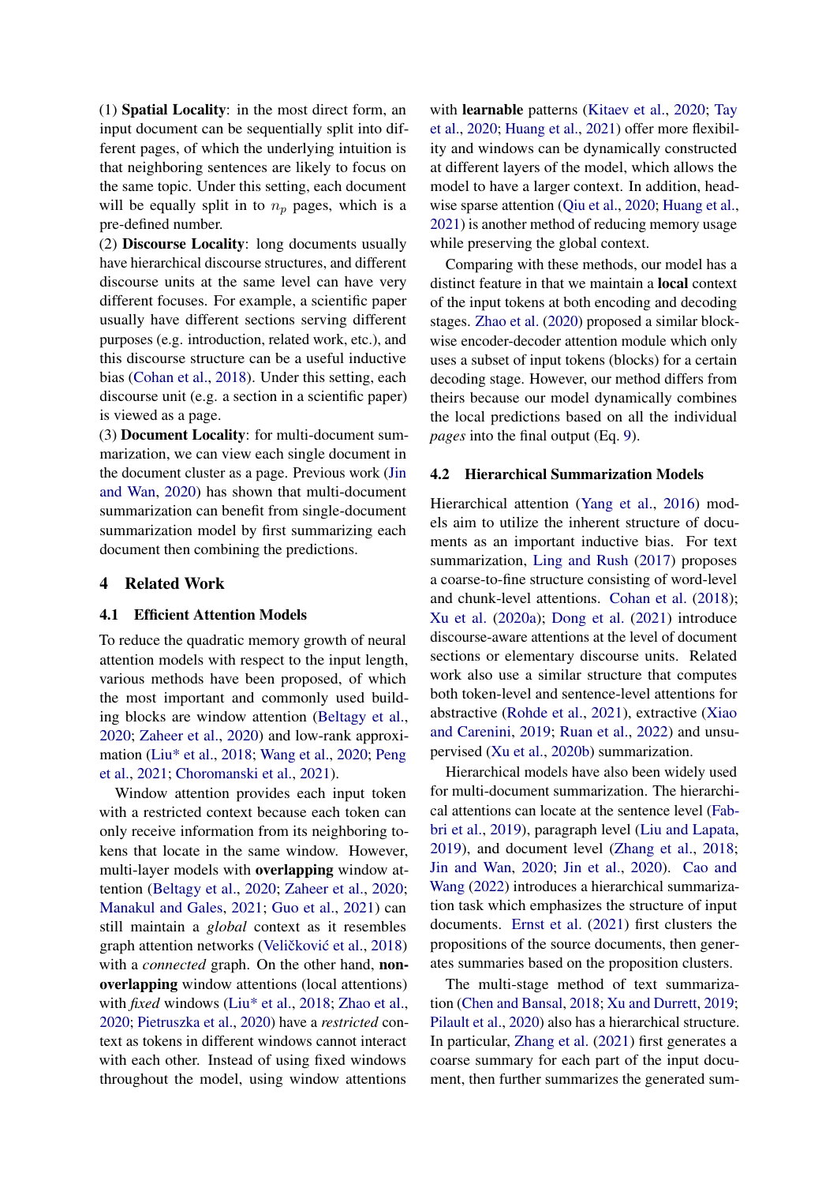(1) **Spatial Locality**: in the most direct form, an input document can be sequentially split into different pages, of which the underlying intuition is that neighboring sentences are likely to focus on the same topic. Under this setting, each document will be equally split in to $n_p$ pages, which is a pre-defined number.

(2) **Discourse Locality**: long documents usually have hierarchical discourse structures, and different discourse units at the same level can have very different focuses. For example, a scientific paper usually have different sections serving different purposes (e.g. introduction, related work, etc.), and this discourse structure can be a useful inductive bias (Cohan et al., 2018). Under this setting, each discourse unit (e.g. a section in a scientific paper) is viewed as a page.

(3) **Document Locality**: for multi-document summarization, we can view each single document in the document cluster as a page. Previous work (Jin and Wan, 2020) has shown that multi-document summarization can benefit from single-document summarization model by first summarizing each document then combining the predictions.

## 4 Related Work

### 4.1 Efficient Attention Models

To reduce the quadratic memory growth of neural attention models with respect to the input length, various methods have been proposed, of which the most important and commonly used building blocks are window attention (Beltagy et al., 2020; Zaheer et al., 2020) and low-rank approximation (Liu* et al., 2018; Wang et al., 2020; Peng et al., 2021; Choromanski et al., 2021).

Window attention provides each input token with a restricted context because each token can only receive information from its neighboring tokens that locate in the same window. However, multi-layer models with **overlapping** window attention (Beltagy et al., 2020; Zaheer et al., 2020; Manakul and Gales, 2021; Guo et al., 2021) can still maintain a *global* context as it resembles graph attention networks (Veličković et al., 2018) with a *connected* graph. On the other hand, **non-overlapping** window attentions (local attentions) with *fixed* windows (Liu* et al., 2018; Zhao et al., 2020; Pietruszka et al., 2020) have a *restricted* context as tokens in different windows cannot interact with each other. Instead of using fixed windows throughout the model, using window attentions with **learnable** patterns (Kitaev et al., 2020; Tay et al., 2020; Huang et al., 2021) offer more flexibility and windows can be dynamically constructed at different layers of the model, which allows the model to have a larger context. In addition, head-wise sparse attention (Qiu et al., 2020; Huang et al., 2021) is another method of reducing memory usage while preserving the global context.

Comparing with these methods, our model has a distinct feature in that we maintain a **local** context of the input tokens at both encoding and decoding stages. Zhao et al. (2020) proposed a similar block-wise encoder-decoder attention module which only uses a subset of input tokens (blocks) for a certain decoding stage. However, our method differs from theirs because our model dynamically combines the local predictions based on all the individual *pages* into the final output (Eq. 9).

### 4.2 Hierarchical Summarization Models

Hierarchical attention (Yang et al., 2016) models aim to utilize the inherent structure of documents as an important inductive bias. For text summarization, Ling and Rush (2017) proposes a coarse-to-fine structure consisting of word-level and chunk-level attentions. Cohan et al. (2018); Xu et al. (2020a); Dong et al. (2021) introduce discourse-aware attentions at the level of document sections or elementary discourse units. Related work also use a similar structure that computes both token-level and sentence-level attentions for abstractive (Rohde et al., 2021), extractive (Xiao and Carenini, 2019; Ruan et al., 2022) and unsupervised (Xu et al., 2020b) summarization.

Hierarchical models have also been widely used for multi-document summarization. The hierarchical attentions can locate at the sentence level (Fabbri et al., 2019), paragraph level (Liu and Lapata, 2019), and document level (Zhang et al., 2018; Jin and Wan, 2020; Jin et al., 2020). Cao and Wang (2022) introduces a hierarchical summarization task which emphasizes the structure of input documents. Ernst et al. (2021) first clusters the propositions of the source documents, then generates summaries based on the proposition clusters.

The multi-stage method of text summarization (Chen and Bansal, 2018; Xu and Durrett, 2019; Pilault et al., 2020) also has a hierarchical structure. In particular, Zhang et al. (2021) first generates a coarse summary for each part of the input document, then further summarizes the generated sum-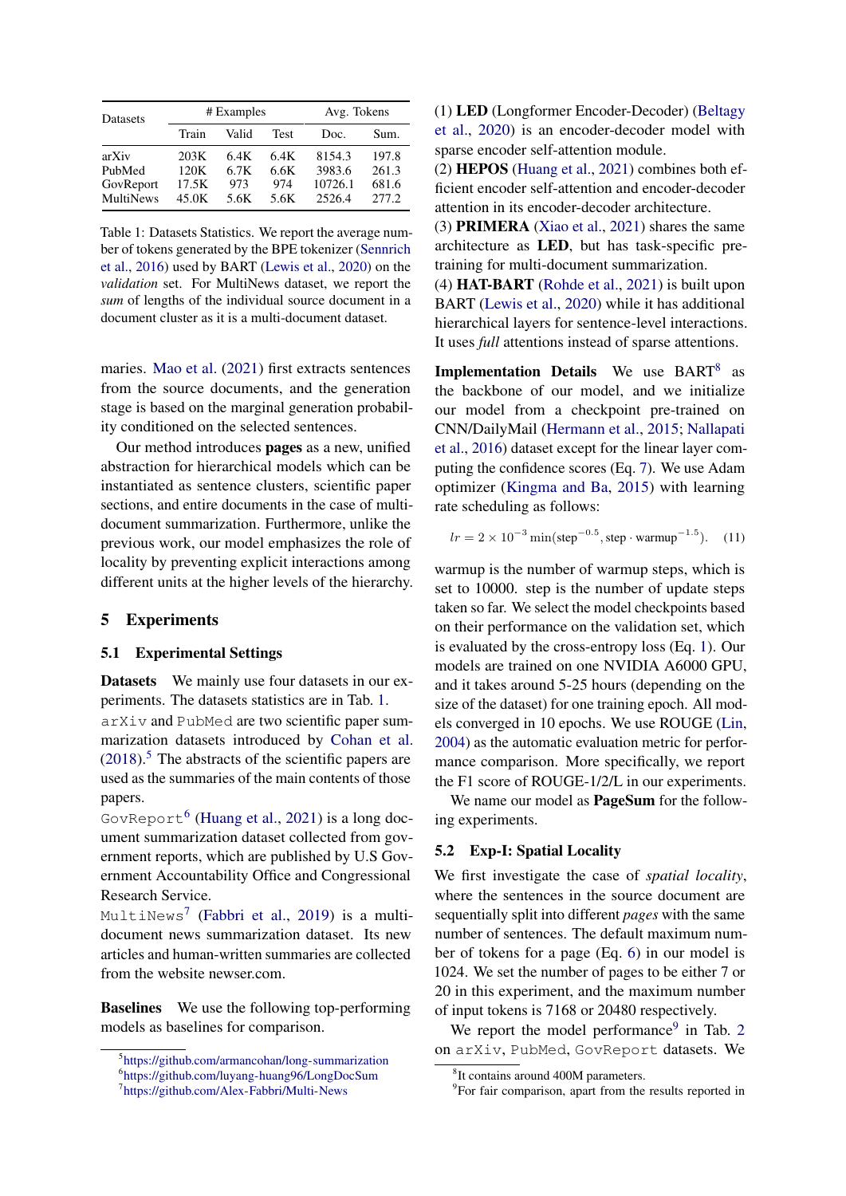| Datasets | # Examples | | | Avg. Tokens | |
|---|---|---|---|---|---|
| | Train | Valid | Test | Doc. | Sum. |
| arXiv | 203K | 6.4K | 6.4K | 8154.3 | 197.8 |
| PubMed | 120K | 6.7K | 6.6K | 3983.6 | 261.3 |
| GovReport | 17.5K | 973 | 974 | 10726.1 | 681.6 |
| MultiNews | 45.0K | 5.6K | 5.6K | 2526.4 | 277.2 |

Table 1: Datasets Statistics. We report the average number of tokens generated by the BPE tokenizer (Sennrich et al., 2016) used by BART (Lewis et al., 2020) on the *validation* set. For MultiNews dataset, we report the *sum* of lengths of the individual source document in a document cluster as it is a multi-document dataset.

maries. Mao et al. (2021) first extracts sentences from the source documents, and the generation stage is based on the marginal generation probability conditioned on the selected sentences.

Our method introduces **pages** as a new, unified abstraction for hierarchical models which can be instantiated as sentence clusters, scientific paper sections, and entire documents in the case of multi-document summarization. Furthermore, unlike the previous work, our model emphasizes the role of locality by preventing explicit interactions among different units at the higher levels of the hierarchy.

## 5 Experiments

### 5.1 Experimental Settings

**Datasets** We mainly use four datasets in our experiments. The datasets statistics are in Tab. 1.

`arXiv` and `PubMed` are two scientific paper summarization datasets introduced by Cohan et al. (2018).[5] The abstracts of the scientific papers are used as the summaries of the main contents of those papers.

`GovReport`[6] (Huang et al., 2021) is a long document summarization dataset collected from government reports, which are published by U.S Government Accountability Office and Congressional Research Service.

`MultiNews`[7] (Fabbri et al., 2019) is a multi-document news summarization dataset. Its new articles and human-written summaries are collected from the website newser.com.

**Baselines** We use the following top-performing models as baselines for comparison.

(1) **LED** (Longformer Encoder-Decoder) (Beltagy et al., 2020) is an encoder-decoder model with sparse encoder self-attention module.

(2) **HEPOS** (Huang et al., 2021) combines both efficient encoder self-attention and encoder-decoder attention in its encoder-decoder architecture.

(3) **PRIMERA** (Xiao et al., 2021) shares the same architecture as **LED**, but has task-specific pre-training for multi-document summarization.

(4) **HAT-BART** (Rohde et al., 2021) is built upon BART (Lewis et al., 2020) while it has additional hierarchical layers for sentence-level interactions. It uses *full* attentions instead of sparse attentions.

**Implementation Details** We use BART[8] as the backbone of our model, and we initialize our model from a checkpoint pre-trained on CNN/DailyMail (Hermann et al., 2015; Nallapati et al., 2016) dataset except for the linear layer computing the confidence scores (Eq. 7). We use Adam optimizer (Kingma and Ba, 2015) with learning rate scheduling as follows:

$$lr = 2 \times 10^{-3} \min(\text{step}^{-0.5}, \text{step} \cdot \text{warmup}^{-1.5}). \quad (11)$$

warmup is the number of warmup steps, which is set to 10000. step is the number of update steps taken so far. We select the model checkpoints based on their performance on the validation set, which is evaluated by the cross-entropy loss (Eq. 1). Our models are trained on one NVIDIA A6000 GPU, and it takes around 5-25 hours (depending on the size of the dataset) for one training epoch. All models converged in 10 epochs. We use ROUGE (Lin, 2004) as the automatic evaluation metric for performance comparison. More specifically, we report the F1 score of ROUGE-1/2/L in our experiments.

We name our model as **PageSum** for the following experiments.

### 5.2 Exp-I: Spatial Locality

We first investigate the case of *spatial locality*, where the sentences in the source document are sequentially split into different *pages* with the same number of sentences. The default maximum number of tokens for a page (Eq. 6) in our model is 1024. We set the number of pages to be either 7 or 20 in this experiment, and the maximum number of input tokens is 7168 or 20480 respectively.

We report the model performance[9] in Tab. 2 on `arXiv`, `PubMed`, `GovReport` datasets. We

[5] https://github.com/armancohan/long-summarization
[6] https://github.com/luyang-huang96/LongDocSum
[7] https://github.com/Alex-Fabbri/Multi-News
[8] It contains around 400M parameters.
[9] For fair comparison, apart from the results reported in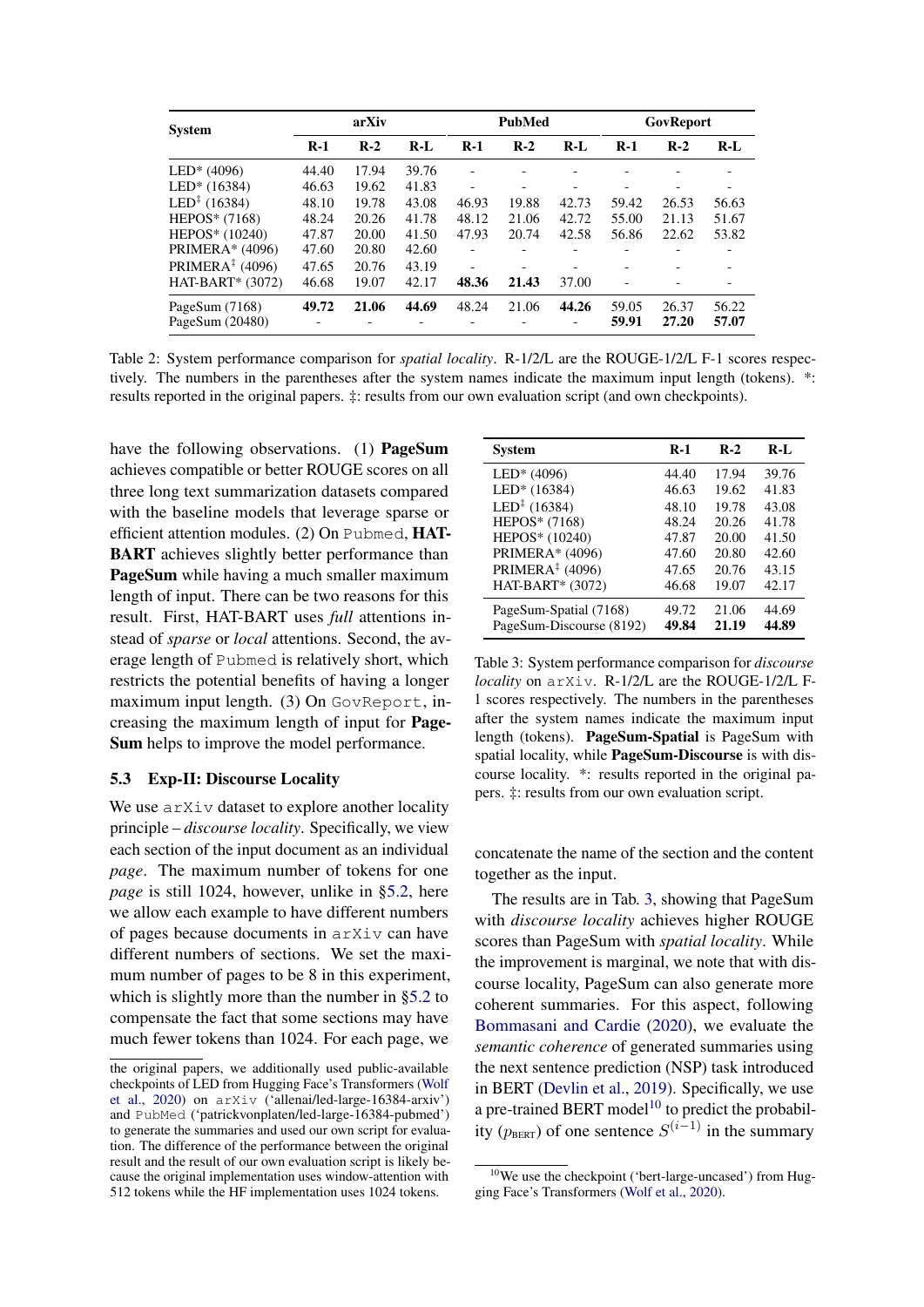| System | arXiv | | | PubMed | | | GovReport | | |
|---|---|---|---|---|---|---|---|---|---|
| | R-1 | R-2 | R-L | R-1 | R-2 | R-L | R-1 | R-2 | R-L |
| LED* (4096) | 44.40 | 17.94 | 39.76 | - | - | - | - | - | - |
| LED* (16384) | 46.63 | 19.62 | 41.83 | - | - | - | - | - | - |
| LED‡ (16384) | 48.10 | 19.78 | 43.08 | 46.93 | 19.88 | 42.73 | 59.42 | 26.53 | 56.63 |
| HEPOS* (7168) | 48.24 | 20.26 | 41.78 | 48.12 | 21.06 | 42.72 | 55.00 | 21.13 | 51.67 |
| HEPOS* (10240) | 47.87 | 20.00 | 41.50 | 47.93 | 20.74 | 42.58 | 56.86 | 22.62 | 53.82 |
| PRIMERA* (4096) | 47.60 | 20.80 | 42.60 | - | - | - | - | - | - |
| PRIMERA‡ (4096) | 47.65 | 20.76 | 43.19 | - | - | - | - | - | - |
| HAT-BART* (3072) | 46.68 | 19.07 | 42.17 | **48.36** | **21.43** | 37.00 | - | - | - |
| PageSum (7168) | **49.72** | **21.06** | **44.69** | 48.24 | 21.06 | **44.26** | 59.05 | 26.37 | 56.22 |
| PageSum (20480) | - | - | - | - | - | - | **59.91** | **27.20** | **57.07** |

Table 2: System performance comparison for *spatial locality*. R-1/2/L are the ROUGE-1/2/L F-1 scores respectively. The numbers in the parentheses after the system names indicate the maximum input length (tokens). *: results reported in the original papers. ‡: results from our own evaluation script (and own checkpoints).

have the following observations. (1) **PageSum** achieves compatible or better ROUGE scores on all three long text summarization datasets compared with the baseline models that leverage sparse or efficient attention modules. (2) On `Pubmed`, **HAT-BART** achieves slightly better performance than **PageSum** while having a much smaller maximum length of input. There can be two reasons for this result. First, HAT-BART uses *full* attentions instead of *sparse* or *local* attentions. Second, the average length of `Pubmed` is relatively short, which restricts the potential benefits of having a longer maximum input length. (3) On `GovReport`, increasing the maximum length of input for **PageSum** helps to improve the model performance.

### 5.3 Exp-II: Discourse Locality

We use `arXiv` dataset to explore another locality principle – *discourse locality*. Specifically, we view each section of the input document as an individual *page*. The maximum number of tokens for one *page* is still 1024, however, unlike in §5.2, here we allow each example to have different numbers of pages because documents in `arXiv` can have different numbers of sections. We set the maximum number of pages to be 8 in this experiment, which is slightly more than the number in §5.2 to compensate the fact that some sections may have much fewer tokens than 1024. For each page, we concatenate the name of the section and the content together as the input.

| System | R-1 | R-2 | R-L |
|---|---|---|---|
| LED* (4096) | 44.40 | 17.94 | 39.76 |
| LED* (16384) | 46.63 | 19.62 | 41.83 |
| LED‡ (16384) | 48.10 | 19.78 | 43.08 |
| HEPOS* (7168) | 48.24 | 20.26 | 41.78 |
| HEPOS* (10240) | 47.87 | 20.00 | 41.50 |
| PRIMERA* (4096) | 47.60 | 20.80 | 42.60 |
| PRIMERA‡ (4096) | 47.65 | 20.76 | 43.15 |
| HAT-BART* (3072) | 46.68 | 19.07 | 42.17 |
| PageSum-Spatial (7168) | 49.72 | 21.06 | 44.69 |
| PageSum-Discourse (8192) | **49.84** | **21.19** | **44.89** |

Table 3: System performance comparison for *discourse locality* on `arXiv`. R-1/2/L are the ROUGE-1/2/L F-1 scores respectively. The numbers in the parentheses after the system names indicate the maximum input length (tokens). **PageSum-Spatial** is PageSum with spatial locality, while **PageSum-Discourse** is with discourse locality. *: results reported in the original papers. ‡: results from our own evaluation script.

The results are in Tab. 3, showing that PageSum with *discourse locality* achieves higher ROUGE scores than PageSum with *spatial locality*. While the improvement is marginal, we note that with discourse locality, PageSum can also generate more coherent summaries. For this aspect, following Bommasani and Cardie (2020), we evaluate the *semantic coherence* of generated summaries using the next sentence prediction (NSP) task introduced in BERT (Devlin et al., 2019). Specifically, we use a pre-trained BERT model[10] to predict the probability ($p_{\text{BERT}}$) of one sentence $S^{(i-1)}$ in the summary

the original papers, we additionally used public-available checkpoints of LED from Hugging Face's Transformers (Wolf et al., 2020) on `arXiv` ('allenai/led-large-16384-arxiv') and `PubMed` ('patrickvonplaten/led-large-16384-pubmed') to generate the summaries and used our own script for evaluation. The difference of the performance between the original result and the result of our own evaluation script is likely because the original implementation uses window-attention with 512 tokens while the HF implementation uses 1024 tokens.

[10] We use the checkpoint ('bert-large-uncased') from Hugging Face's Transformers (Wolf et al., 2020).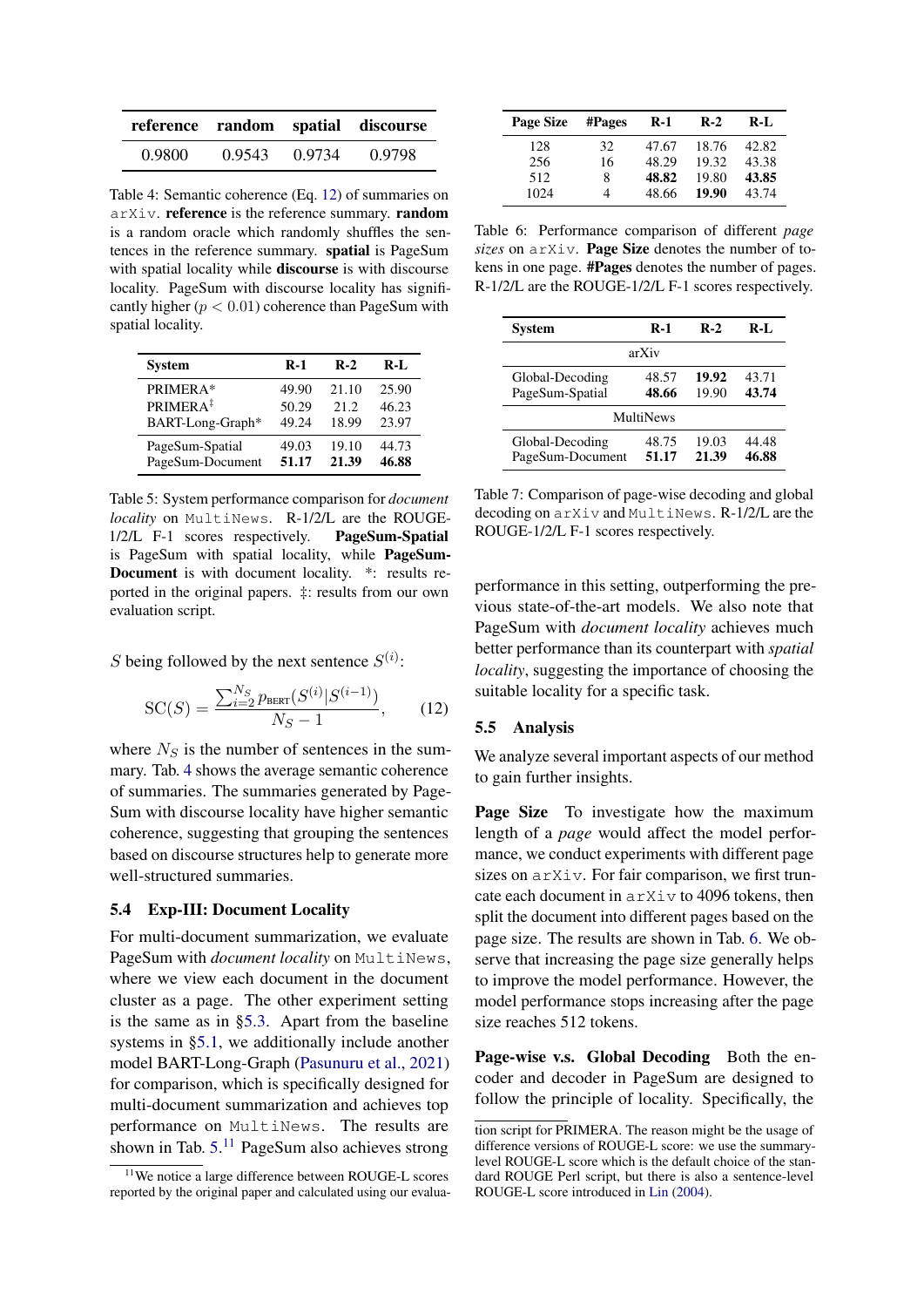| reference | random | spatial | discourse |
| --- | --- | --- | --- |
| 0.9800 | 0.9543 | 0.9734 | 0.9798 |

Table 4: Semantic coherence (Eq. 12) of summaries on arXiv. **reference** is the reference summary. **random** is a random oracle which randomly shuffles the sentences in the reference summary. **spatial** is PageSum with spatial locality while **discourse** is with discourse locality. PageSum with discourse locality has significantly higher ($p < 0.01$) coherence than PageSum with spatial locality.

| System | R-1 | R-2 | R-L |
| --- | --- | --- | --- |
| PRIMERA* | 49.90 | 21.10 | 25.90 |
| PRIMERA‡ | 50.29 | 21.2 | 46.23 |
| BART-Long-Graph* | 49.24 | 18.99 | 23.97 |
| PageSum-Spatial | 49.03 | 19.10 | 44.73 |
| PageSum-Document | **51.17** | **21.39** | **46.88** |

Table 5: System performance comparison for *document locality* on MultiNews. R-1/2/L are the ROUGE-1/2/L F-1 scores respectively. **PageSum-Spatial** is PageSum with spatial locality, while **PageSum-Document** is with document locality. *: results reported in the original papers. ‡: results from our own evaluation script.

$S$ being followed by the next sentence $S^{(i)}$:

$$\mathrm{SC}(S) = \frac{\sum_{i=2}^{N_S} p_{\text{BERT}}(S^{(i)}|S^{(i-1)})}{N_S - 1}, \tag{12}$$

where $N_S$ is the number of sentences in the summary. Tab. 4 shows the average semantic coherence of summaries. The summaries generated by PageSum with discourse locality have higher semantic coherence, suggesting that grouping the sentences based on discourse structures help to generate more well-structured summaries.

### 5.4 Exp-III: Document Locality

For multi-document summarization, we evaluate PageSum with *document locality* on MultiNews, where we view each document in the document cluster as a page. The other experiment setting is the same as in §5.3. Apart from the baseline systems in §5.1, we additionally include another model BART-Long-Graph (Pasunuru et al., 2021) for comparison, which is specifically designed for multi-document summarization and achieves top performance on MultiNews. The results are shown in Tab. 5.[11] PageSum also achieves strong performance in this setting, outperforming the previous state-of-the-art models. We also note that PageSum with *document locality* achieves much better performance than its counterpart with *spatial locality*, suggesting the importance of choosing the suitable locality for a specific task.

| Page Size | #Pages | R-1 | R-2 | R-L |
| --- | --- | --- | --- | --- |
| 128 | 32 | 47.67 | 18.76 | 42.82 |
| 256 | 16 | 48.29 | 19.32 | 43.38 |
| 512 | 8 | **48.82** | 19.80 | **43.85** |
| 1024 | 4 | 48.66 | **19.90** | 43.74 |

Table 6: Performance comparison of different *page sizes* on arXiv. **Page Size** denotes the number of tokens in one page. **#Pages** denotes the number of pages. R-1/2/L are the ROUGE-1/2/L F-1 scores respectively.

| System | R-1 | R-2 | R-L |
| --- | --- | --- | --- |
| arXiv | | | |
| Global-Decoding | 48.57 | **19.92** | 43.71 |
| PageSum-Spatial | **48.66** | 19.90 | **43.74** |
| MultiNews | | | |
| Global-Decoding | 48.75 | 19.03 | 44.48 |
| PageSum-Document | **51.17** | **21.39** | **46.88** |

Table 7: Comparison of page-wise decoding and global decoding on arXiv and MultiNews. R-1/2/L are the ROUGE-1/2/L F-1 scores respectively.

### 5.5 Analysis

We analyze several important aspects of our method to gain further insights.

**Page Size** To investigate how the maximum length of a *page* would affect the model performance, we conduct experiments with different page sizes on arXiv. For fair comparison, we first truncate each document in arXiv to 4096 tokens, then split the document into different pages based on the page size. The results are shown in Tab. 6. We observe that increasing the page size generally helps to improve the model performance. However, the model performance stops increasing after the page size reaches 512 tokens.

**Page-wise v.s. Global Decoding** Both the encoder and decoder in PageSum are designed to follow the principle of locality. Specifically, the

[11] We notice a large difference between ROUGE-L scores reported by the original paper and calculated using our evaluation script for PRIMERA. The reason might be the usage of difference versions of ROUGE-L score: we use the summary-level ROUGE-L score which is the default choice of the standard ROUGE Perl script, but there is also a sentence-level ROUGE-L score introduced in Lin (2004).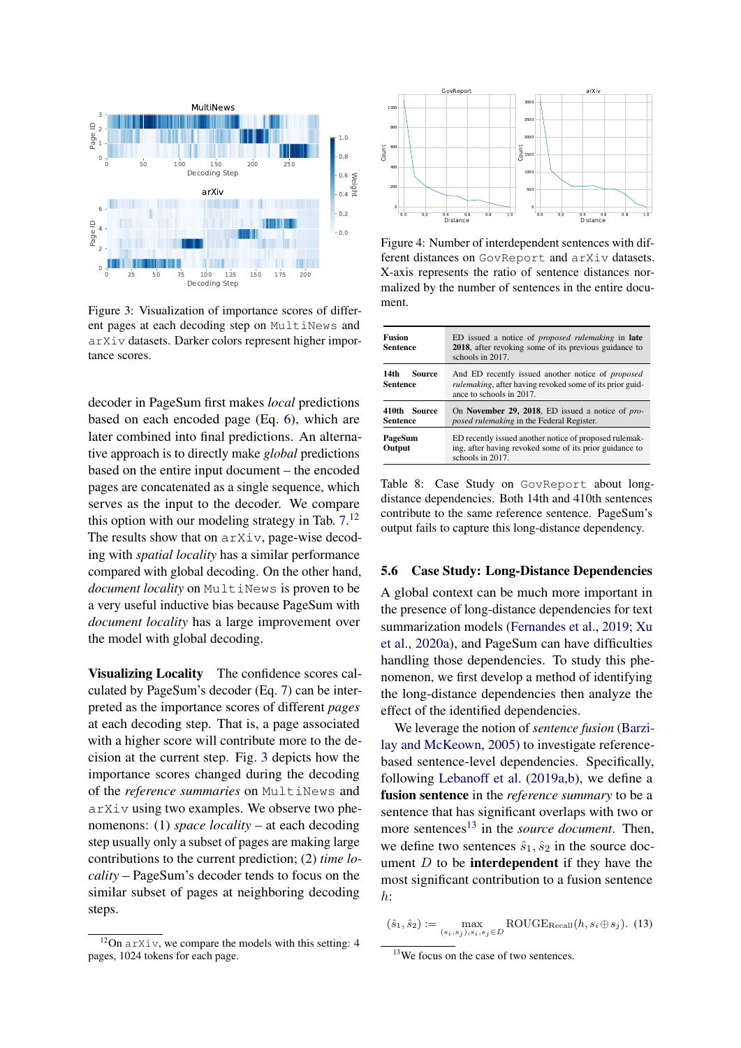Figure 3: Visualization of importance scores of different pages at each decoding step on MultiNews and arXiv datasets. Darker colors represent higher importance scores.

decoder in PageSum first makes *local* predictions based on each encoded page (Eq. 6), which are later combined into final predictions. An alternative approach is to directly make *global* predictions based on the entire input document – the encoded pages are concatenated as a single sequence, which serves as the input to the decoder. We compare this option with our modeling strategy in Tab. 7.[12] The results show that on arXiv, page-wise decoding with *spatial locality* has a similar performance compared with global decoding. On the other hand, *document locality* on MultiNews is proven to be a very useful inductive bias because PageSum with *document locality* has a large improvement over the model with global decoding.

**Visualizing Locality** The confidence scores calculated by PageSum's decoder (Eq. 7) can be interpreted as the importance scores of different *pages* at each decoding step. That is, a page associated with a higher score will contribute more to the decision at the current step. Fig. 3 depicts how the importance scores changed during the decoding of the *reference summaries* on MultiNews and arXiv using two examples. We observe two phenomenons: (1) *space locality* – at each decoding step usually only a subset of pages are making large contributions to the current prediction; (2) *time locality* – PageSum's decoder tends to focus on the similar subset of pages at neighboring decoding steps.

[12] On arXiv, we compare the models with this setting: 4 pages, 1024 tokens for each page.

Figure 4: Number of interdependent sentences with different distances on GovReport and arXiv datasets. X-axis represents the ratio of sentence distances normalized by the number of sentences in the entire document.

| | |
|---|---|
| **Fusion Sentence** | ED issued a notice of *proposed rulemaking* in **late 2018**, after revoking some of its previous guidance to schools in 2017. |
| **14th Source Sentence** | And ED recently issued another notice of *proposed rulemaking*, after having revoked some of its prior guidance to schools in 2017. |
| **410th Source Sentence** | On **November 29, 2018**, ED issued a notice of *proposed rulemaking* in the Federal Register. |
| **PageSum Output** | ED recently issued another notice of proposed rulemaking, after having revoked some of its prior guidance to schools in 2017. |

Table 8: Case Study on GovReport about long-distance dependencies. Both 14th and 410th sentences contribute to the same reference sentence. PageSum's output fails to capture this long-distance dependency.

## 5.6 Case Study: Long-Distance Dependencies

A global context can be much more important in the presence of long-distance dependencies for text summarization models (Fernandes et al., 2019; Xu et al., 2020a), and PageSum can have difficulties handling those dependencies. To study this phenomenon, we first develop a method of identifying the long-distance dependencies then analyze the effect of the identified dependencies.

We leverage the notion of *sentence fusion* (Barzilay and McKeown, 2005) to investigate reference-based sentence-level dependencies. Specifically, following Lebanoff et al. (2019a,b), we define a **fusion sentence** in the *reference summary* to be a sentence that has significant overlaps with two or more sentences[13] in the *source document*. Then, we define two sentences $\hat{s}_1, \hat{s}_2$ in the source document $D$ to be **interdependent** if they have the most significant contribution to a fusion sentence $h$:

$$(\hat{s}_1, \hat{s}_2) := \max_{(s_i, s_j), s_i, s_j \in D} \mathrm{ROUGE}_{\mathrm{Recall}}(h, s_i \oplus s_j). \quad (13)$$

[13] We focus on the case of two sentences.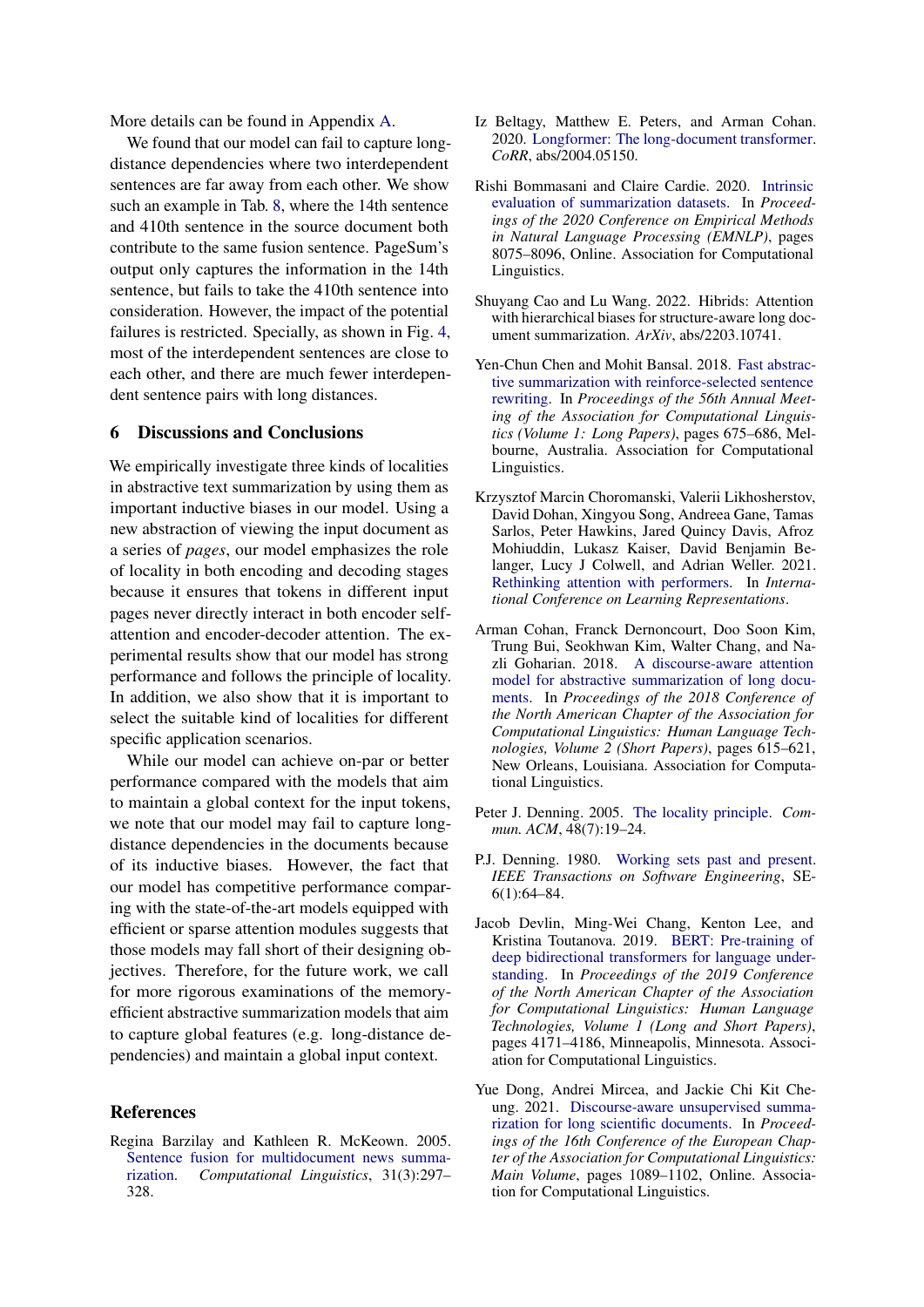More details can be found in Appendix A.

We found that our model can fail to capture long-distance dependencies where two interdependent sentences are far away from each other. We show such an example in Tab. 8, where the 14th sentence and 410th sentence in the source document both contribute to the same fusion sentence. PageSum's output only captures the information in the 14th sentence, but fails to take the 410th sentence into consideration. However, the impact of the potential failures is restricted. Specially, as shown in Fig. 4, most of the interdependent sentences are close to each other, and there are much fewer interdependent sentence pairs with long distances.

## 6 Discussions and Conclusions

We empirically investigate three kinds of localities in abstractive text summarization by using them as important inductive biases in our model. Using a new abstraction of viewing the input document as a series of *pages*, our model emphasizes the role of locality in both encoding and decoding stages because it ensures that tokens in different input pages never directly interact in both encoder self-attention and encoder-decoder attention. The experimental results show that our model has strong performance and follows the principle of locality. In addition, we also show that it is important to select the suitable kind of localities for different specific application scenarios.

While our model can achieve on-par or better performance compared with the models that aim to maintain a global context for the input tokens, we note that our model may fail to capture long-distance dependencies in the documents because of its inductive biases. However, the fact that our model has competitive performance comparing with the state-of-the-art models equipped with efficient or sparse attention modules suggests that those models may fall short of their designing objectives. Therefore, for the future work, we call for more rigorous examinations of the memory-efficient abstractive summarization models that aim to capture global features (e.g. long-distance dependencies) and maintain a global input context.

## References

Regina Barzilay and Kathleen R. McKeown. 2005. Sentence fusion for multidocument news summarization. *Computational Linguistics*, 31(3):297–328.

Iz Beltagy, Matthew E. Peters, and Arman Cohan. 2020. Longformer: The long-document transformer. *CoRR*, abs/2004.05150.

Rishi Bommasani and Claire Cardie. 2020. Intrinsic evaluation of summarization datasets. In *Proceedings of the 2020 Conference on Empirical Methods in Natural Language Processing (EMNLP)*, pages 8075–8096, Online. Association for Computational Linguistics.

Shuyang Cao and Lu Wang. 2022. Hibrids: Attention with hierarchical biases for structure-aware long document summarization. *ArXiv*, abs/2203.10741.

Yen-Chun Chen and Mohit Bansal. 2018. Fast abstractive summarization with reinforce-selected sentence rewriting. In *Proceedings of the 56th Annual Meeting of the Association for Computational Linguistics (Volume 1: Long Papers)*, pages 675–686, Melbourne, Australia. Association for Computational Linguistics.

Krzysztof Marcin Choromanski, Valerii Likhosherstov, David Dohan, Xingyou Song, Andreea Gane, Tamas Sarlos, Peter Hawkins, Jared Quincy Davis, Afroz Mohiuddin, Lukasz Kaiser, David Benjamin Belanger, Lucy J Colwell, and Adrian Weller. 2021. Rethinking attention with performers. In *International Conference on Learning Representations*.

Arman Cohan, Franck Dernoncourt, Doo Soon Kim, Trung Bui, Seokhwan Kim, Walter Chang, and Nazli Goharian. 2018. A discourse-aware attention model for abstractive summarization of long documents. In *Proceedings of the 2018 Conference of the North American Chapter of the Association for Computational Linguistics: Human Language Technologies, Volume 2 (Short Papers)*, pages 615–621, New Orleans, Louisiana. Association for Computational Linguistics.

Peter J. Denning. 2005. The locality principle. *Commun. ACM*, 48(7):19–24.

P.J. Denning. 1980. Working sets past and present. *IEEE Transactions on Software Engineering*, SE-6(1):64–84.

Jacob Devlin, Ming-Wei Chang, Kenton Lee, and Kristina Toutanova. 2019. BERT: Pre-training of deep bidirectional transformers for language understanding. In *Proceedings of the 2019 Conference of the North American Chapter of the Association for Computational Linguistics: Human Language Technologies, Volume 1 (Long and Short Papers)*, pages 4171–4186, Minneapolis, Minnesota. Association for Computational Linguistics.

Yue Dong, Andrei Mircea, and Jackie Chi Kit Cheung. 2021. Discourse-aware unsupervised summarization for long scientific documents. In *Proceedings of the 16th Conference of the European Chapter of the Association for Computational Linguistics: Main Volume*, pages 1089–1102, Online. Association for Computational Linguistics.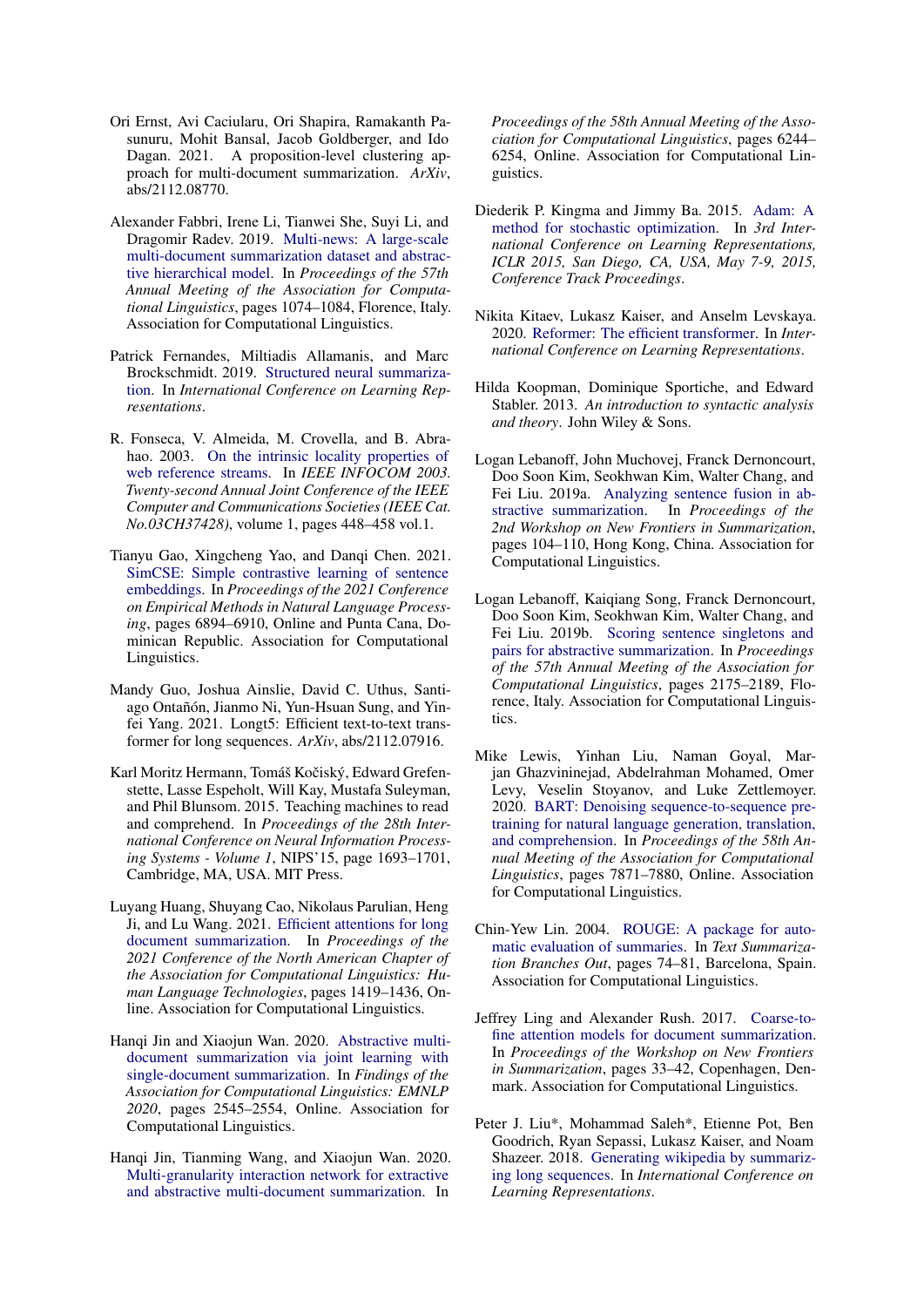Ori Ernst, Avi Caciularu, Ori Shapira, Ramakanth Pasunuru, Mohit Bansal, Jacob Goldberger, and Ido Dagan. 2021. A proposition-level clustering approach for multi-document summarization. *ArXiv*, abs/2112.08770.

Alexander Fabbri, Irene Li, Tianwei She, Suyi Li, and Dragomir Radev. 2019. Multi-news: A large-scale multi-document summarization dataset and abstractive hierarchical model. In *Proceedings of the 57th Annual Meeting of the Association for Computational Linguistics*, pages 1074–1084, Florence, Italy. Association for Computational Linguistics.

Patrick Fernandes, Miltiadis Allamanis, and Marc Brockschmidt. 2019. Structured neural summarization. In *International Conference on Learning Representations*.

R. Fonseca, V. Almeida, M. Crovella, and B. Abrahao. 2003. On the intrinsic locality properties of web reference streams. In *IEEE INFOCOM 2003. Twenty-second Annual Joint Conference of the IEEE Computer and Communications Societies (IEEE Cat. No.03CH37428)*, volume 1, pages 448–458 vol.1.

Tianyu Gao, Xingcheng Yao, and Danqi Chen. 2021. SimCSE: Simple contrastive learning of sentence embeddings. In *Proceedings of the 2021 Conference on Empirical Methods in Natural Language Processing*, pages 6894–6910, Online and Punta Cana, Dominican Republic. Association for Computational Linguistics.

Mandy Guo, Joshua Ainslie, David C. Uthus, Santiago Ontañón, Jianmo Ni, Yun-Hsuan Sung, and Yinfei Yang. 2021. Longt5: Efficient text-to-text transformer for long sequences. *ArXiv*, abs/2112.07916.

Karl Moritz Hermann, Tomáš Kočiský, Edward Grefenstette, Lasse Espeholt, Will Kay, Mustafa Suleyman, and Phil Blunsom. 2015. Teaching machines to read and comprehend. In *Proceedings of the 28th International Conference on Neural Information Processing Systems - Volume 1*, NIPS'15, page 1693–1701, Cambridge, MA, USA. MIT Press.

Luyang Huang, Shuyang Cao, Nikolaus Parulian, Heng Ji, and Lu Wang. 2021. Efficient attentions for long document summarization. In *Proceedings of the 2021 Conference of the North American Chapter of the Association for Computational Linguistics: Human Language Technologies*, pages 1419–1436, Online. Association for Computational Linguistics.

Hanqi Jin and Xiaojun Wan. 2020. Abstractive multi-document summarization via joint learning with single-document summarization. In *Findings of the Association for Computational Linguistics: EMNLP 2020*, pages 2545–2554, Online. Association for Computational Linguistics.

Hanqi Jin, Tianming Wang, and Xiaojun Wan. 2020. Multi-granularity interaction network for extractive and abstractive multi-document summarization. In *Proceedings of the 58th Annual Meeting of the Association for Computational Linguistics*, pages 6244–6254, Online. Association for Computational Linguistics.

Diederik P. Kingma and Jimmy Ba. 2015. Adam: A method for stochastic optimization. In *3rd International Conference on Learning Representations, ICLR 2015, San Diego, CA, USA, May 7-9, 2015, Conference Track Proceedings*.

Nikita Kitaev, Lukasz Kaiser, and Anselm Levskaya. 2020. Reformer: The efficient transformer. In *International Conference on Learning Representations*.

Hilda Koopman, Dominique Sportiche, and Edward Stabler. 2013. *An introduction to syntactic analysis and theory*. John Wiley & Sons.

Logan Lebanoff, John Muchovej, Franck Dernoncourt, Doo Soon Kim, Seokhwan Kim, Walter Chang, and Fei Liu. 2019a. Analyzing sentence fusion in abstractive summarization. In *Proceedings of the 2nd Workshop on New Frontiers in Summarization*, pages 104–110, Hong Kong, China. Association for Computational Linguistics.

Logan Lebanoff, Kaiqiang Song, Franck Dernoncourt, Doo Soon Kim, Seokhwan Kim, Walter Chang, and Fei Liu. 2019b. Scoring sentence singletons and pairs for abstractive summarization. In *Proceedings of the 57th Annual Meeting of the Association for Computational Linguistics*, pages 2175–2189, Florence, Italy. Association for Computational Linguistics.

Mike Lewis, Yinhan Liu, Naman Goyal, Marjan Ghazvininejad, Abdelrahman Mohamed, Omer Levy, Veselin Stoyanov, and Luke Zettlemoyer. 2020. BART: Denoising sequence-to-sequence pretraining for natural language generation, translation, and comprehension. In *Proceedings of the 58th Annual Meeting of the Association for Computational Linguistics*, pages 7871–7880, Online. Association for Computational Linguistics.

Chin-Yew Lin. 2004. ROUGE: A package for automatic evaluation of summaries. In *Text Summarization Branches Out*, pages 74–81, Barcelona, Spain. Association for Computational Linguistics.

Jeffrey Ling and Alexander Rush. 2017. Coarse-to-fine attention models for document summarization. In *Proceedings of the Workshop on New Frontiers in Summarization*, pages 33–42, Copenhagen, Denmark. Association for Computational Linguistics.

Peter J. Liu*, Mohammad Saleh*, Etienne Pot, Ben Goodrich, Ryan Sepassi, Lukasz Kaiser, and Noam Shazeer. 2018. Generating wikipedia by summarizing long sequences. In *International Conference on Learning Representations*.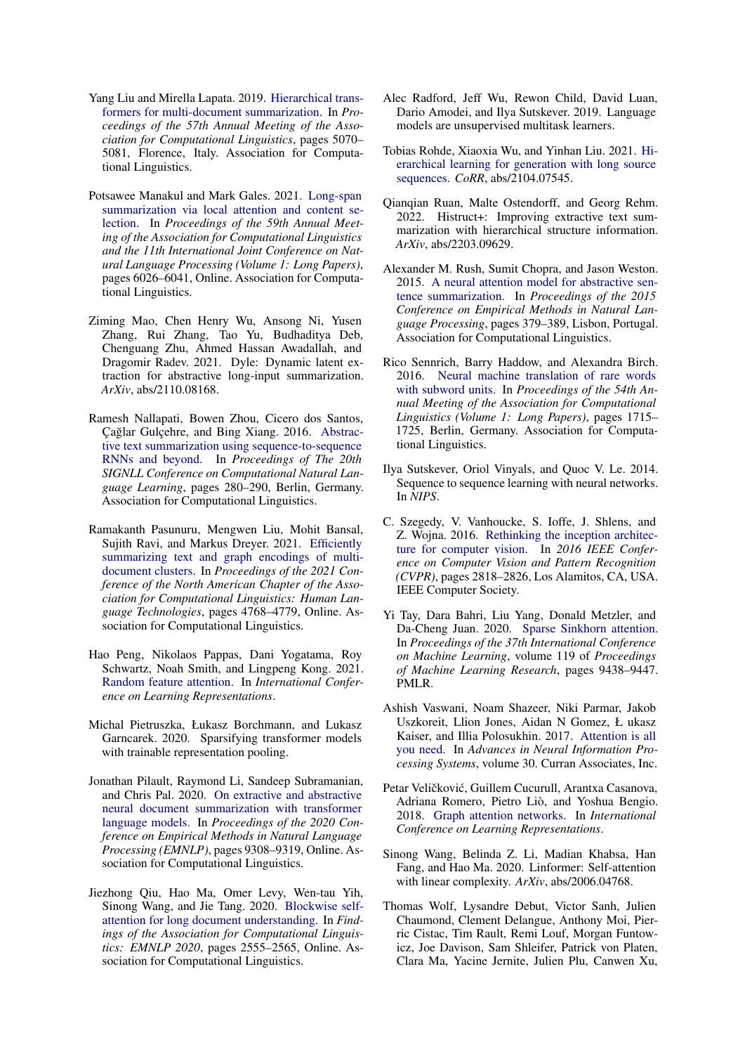Yang Liu and Mirella Lapata. 2019. Hierarchical transformers for multi-document summarization. In *Proceedings of the 57th Annual Meeting of the Association for Computational Linguistics*, pages 5070–5081, Florence, Italy. Association for Computational Linguistics.

Potsawee Manakul and Mark Gales. 2021. Long-span summarization via local attention and content selection. In *Proceedings of the 59th Annual Meeting of the Association for Computational Linguistics and the 11th International Joint Conference on Natural Language Processing (Volume 1: Long Papers)*, pages 6026–6041, Online. Association for Computational Linguistics.

Ziming Mao, Chen Henry Wu, Ansong Ni, Yusen Zhang, Rui Zhang, Tao Yu, Budhaditya Deb, Chenguang Zhu, Ahmed Hassan Awadallah, and Dragomir Radev. 2021. Dyle: Dynamic latent extraction for abstractive long-input summarization. *ArXiv*, abs/2110.08168.

Ramesh Nallapati, Bowen Zhou, Cicero dos Santos, Çağlar Gulçehre, and Bing Xiang. 2016. Abstractive text summarization using sequence-to-sequence RNNs and beyond. In *Proceedings of The 20th SIGNLL Conference on Computational Natural Language Learning*, pages 280–290, Berlin, Germany. Association for Computational Linguistics.

Ramakanth Pasunuru, Mengwen Liu, Mohit Bansal, Sujith Ravi, and Markus Dreyer. 2021. Efficiently summarizing text and graph encodings of multi-document clusters. In *Proceedings of the 2021 Conference of the North American Chapter of the Association for Computational Linguistics: Human Language Technologies*, pages 4768–4779, Online. Association for Computational Linguistics.

Hao Peng, Nikolaos Pappas, Dani Yogatama, Roy Schwartz, Noah Smith, and Lingpeng Kong. 2021. Random feature attention. In *International Conference on Learning Representations*.

Michal Pietruszka, Łukasz Borchmann, and Lukasz Garncarek. 2020. Sparsifying transformer models with trainable representation pooling.

Jonathan Pilault, Raymond Li, Sandeep Subramanian, and Chris Pal. 2020. On extractive and abstractive neural document summarization with transformer language models. In *Proceedings of the 2020 Conference on Empirical Methods in Natural Language Processing (EMNLP)*, pages 9308–9319, Online. Association for Computational Linguistics.

Jiezhong Qiu, Hao Ma, Omer Levy, Wen-tau Yih, Sinong Wang, and Jie Tang. 2020. Blockwise self-attention for long document understanding. In *Findings of the Association for Computational Linguistics: EMNLP 2020*, pages 2555–2565, Online. Association for Computational Linguistics.

Alec Radford, Jeff Wu, Rewon Child, David Luan, Dario Amodei, and Ilya Sutskever. 2019. Language models are unsupervised multitask learners.

Tobias Rohde, Xiaoxia Wu, and Yinhan Liu. 2021. Hierarchical learning for generation with long source sequences. *CoRR*, abs/2104.07545.

Qianqian Ruan, Malte Ostendorff, and Georg Rehm. 2022. Histruct+: Improving extractive text summarization with hierarchical structure information. *ArXiv*, abs/2203.09629.

Alexander M. Rush, Sumit Chopra, and Jason Weston. 2015. A neural attention model for abstractive sentence summarization. In *Proceedings of the 2015 Conference on Empirical Methods in Natural Language Processing*, pages 379–389, Lisbon, Portugal. Association for Computational Linguistics.

Rico Sennrich, Barry Haddow, and Alexandra Birch. 2016. Neural machine translation of rare words with subword units. In *Proceedings of the 54th Annual Meeting of the Association for Computational Linguistics (Volume 1: Long Papers)*, pages 1715–1725, Berlin, Germany. Association for Computational Linguistics.

Ilya Sutskever, Oriol Vinyals, and Quoc V. Le. 2014. Sequence to sequence learning with neural networks. In *NIPS*.

C. Szegedy, V. Vanhoucke, S. Ioffe, J. Shlens, and Z. Wojna. 2016. Rethinking the inception architecture for computer vision. In *2016 IEEE Conference on Computer Vision and Pattern Recognition (CVPR)*, pages 2818–2826, Los Alamitos, CA, USA. IEEE Computer Society.

Yi Tay, Dara Bahri, Liu Yang, Donald Metzler, and Da-Cheng Juan. 2020. Sparse Sinkhorn attention. In *Proceedings of the 37th International Conference on Machine Learning*, volume 119 of *Proceedings of Machine Learning Research*, pages 9438–9447. PMLR.

Ashish Vaswani, Noam Shazeer, Niki Parmar, Jakob Uszkoreit, Llion Jones, Aidan N Gomez, Ł ukasz Kaiser, and Illia Polosukhin. 2017. Attention is all you need. In *Advances in Neural Information Processing Systems*, volume 30. Curran Associates, Inc.

Petar Veličković, Guillem Cucurull, Arantxa Casanova, Adriana Romero, Pietro Liò, and Yoshua Bengio. 2018. Graph attention networks. In *International Conference on Learning Representations*.

Sinong Wang, Belinda Z. Li, Madian Khabsa, Han Fang, and Hao Ma. 2020. Linformer: Self-attention with linear complexity. *ArXiv*, abs/2006.04768.

Thomas Wolf, Lysandre Debut, Victor Sanh, Julien Chaumond, Clement Delangue, Anthony Moi, Pierric Cistac, Tim Rault, Remi Louf, Morgan Funtowicz, Joe Davison, Sam Shleifer, Patrick von Platen, Clara Ma, Yacine Jernite, Julien Plu, Canwen Xu,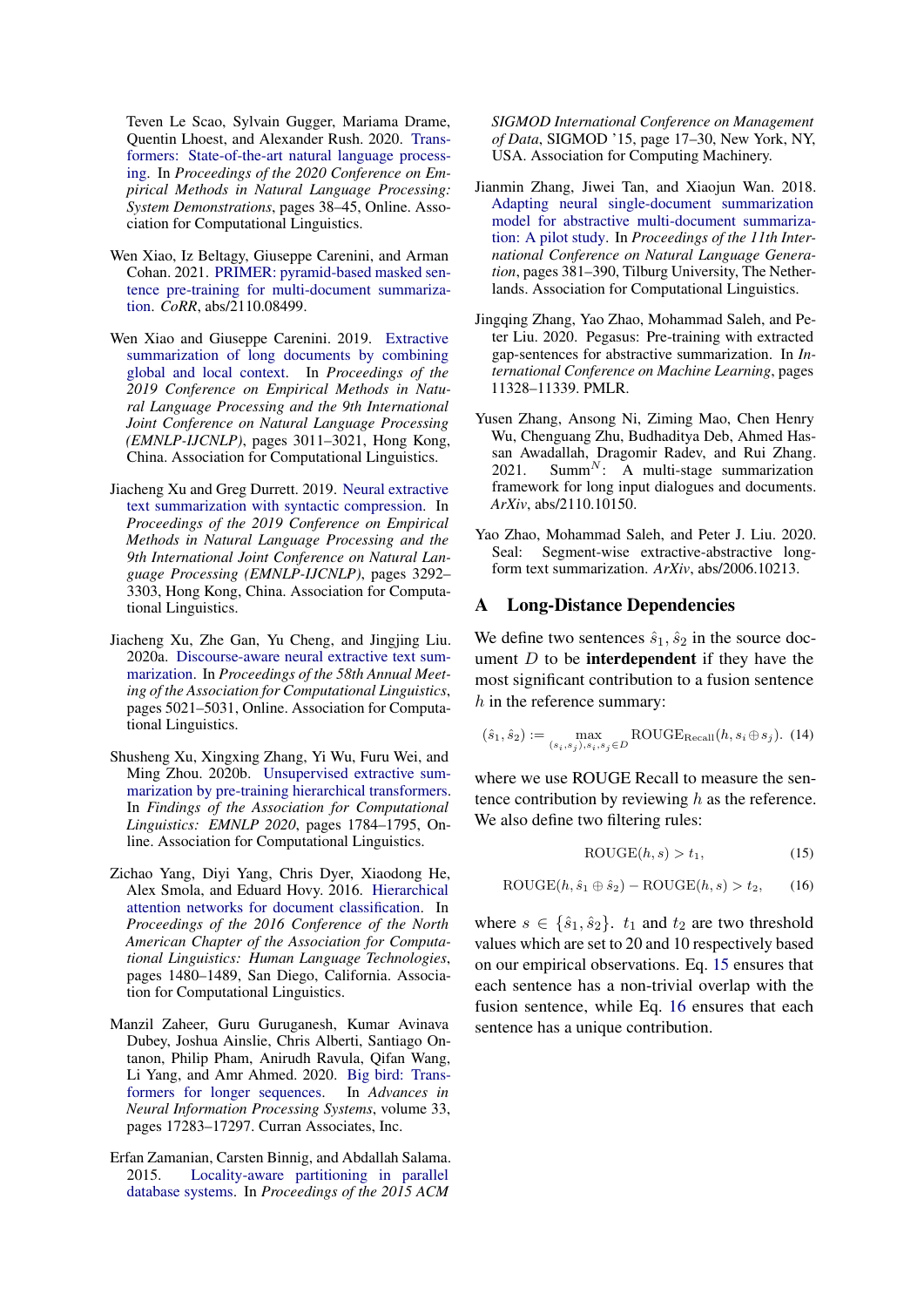Teven Le Scao, Sylvain Gugger, Mariama Drame, Quentin Lhoest, and Alexander Rush. 2020. Transformers: State-of-the-art natural language processing. In *Proceedings of the 2020 Conference on Empirical Methods in Natural Language Processing: System Demonstrations*, pages 38–45, Online. Association for Computational Linguistics.

Wen Xiao, Iz Beltagy, Giuseppe Carenini, and Arman Cohan. 2021. PRIMER: pyramid-based masked sentence pre-training for multi-document summarization. *CoRR*, abs/2110.08499.

Wen Xiao and Giuseppe Carenini. 2019. Extractive summarization of long documents by combining global and local context. In *Proceedings of the 2019 Conference on Empirical Methods in Natural Language Processing and the 9th International Joint Conference on Natural Language Processing (EMNLP-IJCNLP)*, pages 3011–3021, Hong Kong, China. Association for Computational Linguistics.

Jiacheng Xu and Greg Durrett. 2019. Neural extractive text summarization with syntactic compression. In *Proceedings of the 2019 Conference on Empirical Methods in Natural Language Processing and the 9th International Joint Conference on Natural Language Processing (EMNLP-IJCNLP)*, pages 3292–3303, Hong Kong, China. Association for Computational Linguistics.

Jiacheng Xu, Zhe Gan, Yu Cheng, and Jingjing Liu. 2020a. Discourse-aware neural extractive text summarization. In *Proceedings of the 58th Annual Meeting of the Association for Computational Linguistics*, pages 5021–5031, Online. Association for Computational Linguistics.

Shusheng Xu, Xingxing Zhang, Yi Wu, Furu Wei, and Ming Zhou. 2020b. Unsupervised extractive summarization by pre-training hierarchical transformers. In *Findings of the Association for Computational Linguistics: EMNLP 2020*, pages 1784–1795, Online. Association for Computational Linguistics.

Zichao Yang, Diyi Yang, Chris Dyer, Xiaodong He, Alex Smola, and Eduard Hovy. 2016. Hierarchical attention networks for document classification. In *Proceedings of the 2016 Conference of the North American Chapter of the Association for Computational Linguistics: Human Language Technologies*, pages 1480–1489, San Diego, California. Association for Computational Linguistics.

Manzil Zaheer, Guru Guruganesh, Kumar Avinava Dubey, Joshua Ainslie, Chris Alberti, Santiago Ontanon, Philip Pham, Anirudh Ravula, Qifan Wang, Li Yang, and Amr Ahmed. 2020. Big bird: Transformers for longer sequences. In *Advances in Neural Information Processing Systems*, volume 33, pages 17283–17297. Curran Associates, Inc.

Erfan Zamanian, Carsten Binnig, and Abdallah Salama. 2015. Locality-aware partitioning in parallel database systems. In *Proceedings of the 2015 ACM SIGMOD International Conference on Management of Data*, SIGMOD '15, page 17–30, New York, NY, USA. Association for Computing Machinery.

Jianmin Zhang, Jiwei Tan, and Xiaojun Wan. 2018. Adapting neural single-document summarization model for abstractive multi-document summarization: A pilot study. In *Proceedings of the 11th International Conference on Natural Language Generation*, pages 381–390, Tilburg University, The Netherlands. Association for Computational Linguistics.

Jingqing Zhang, Yao Zhao, Mohammad Saleh, and Peter Liu. 2020. Pegasus: Pre-training with extracted gap-sentences for abstractive summarization. In *International Conference on Machine Learning*, pages 11328–11339. PMLR.

Yusen Zhang, Ansong Ni, Ziming Mao, Chen Henry Wu, Chenguang Zhu, Budhaditya Deb, Ahmed Hassan Awadallah, Dragomir Radev, and Rui Zhang. 2021. Summ$^N$: A multi-stage summarization framework for long input dialogues and documents. *ArXiv*, abs/2110.10150.

Yao Zhao, Mohammad Saleh, and Peter J. Liu. 2020. Seal: Segment-wise extractive-abstractive long-form text summarization. *ArXiv*, abs/2006.10213.

## A Long-Distance Dependencies

We define two sentences $\hat{s}_1, \hat{s}_2$ in the source document $D$ to be **interdependent** if they have the most significant contribution to a fusion sentence $h$ in the reference summary:

$$(\hat{s}_1, \hat{s}_2) := \max_{(s_i, s_j), s_i, s_j \in D} \text{ROUGE}_{\text{Recall}}(h, s_i \oplus s_j). \quad (14)$$

where we use ROUGE Recall to measure the sentence contribution by reviewing $h$ as the reference. We also define two filtering rules:

$$\text{ROUGE}(h, s) > t_1, \quad (15)$$

$$\text{ROUGE}(h, \hat{s}_1 \oplus \hat{s}_2) - \text{ROUGE}(h, s) > t_2, \quad (16)$$

where $s \in \{\hat{s}_1, \hat{s}_2\}$. $t_1$ and $t_2$ are two threshold values which are set to 20 and 10 respectively based on our empirical observations. Eq. 15 ensures that each sentence has a non-trivial overlap with the fusion sentence, while Eq. 16 ensures that each sentence has a unique contribution.